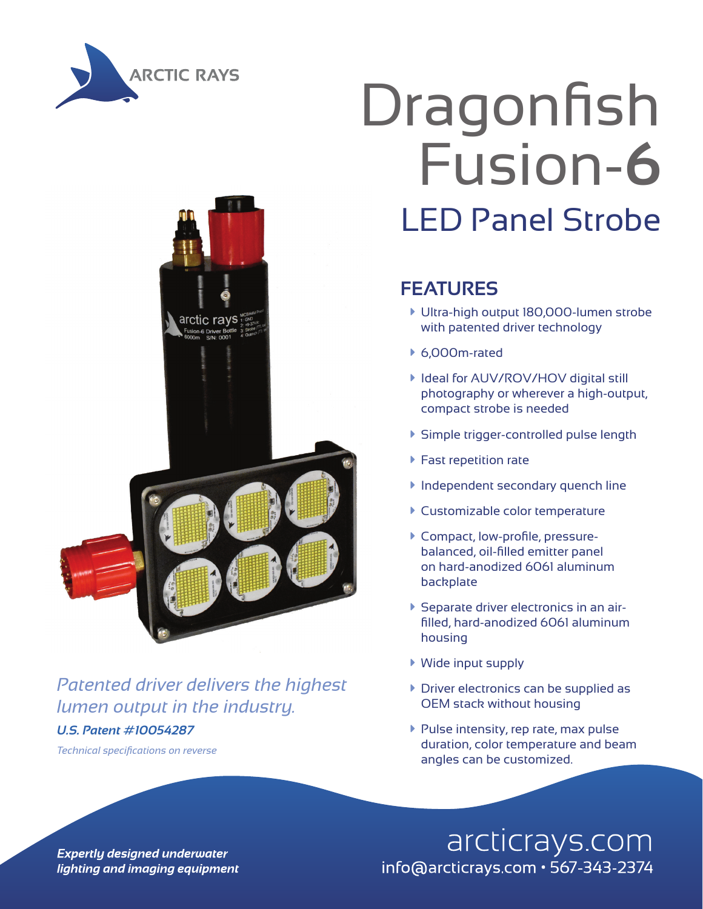ARCTIC RAYS

# Dragonfish Fusion-6

## LED Panel Strobe

*Patented driver delivers the highest lumen output in the industry.*

***U.S. Patent #10054287***

*Technical specifications on reverse*

## FEATURES

- Ultra-high output 180,000-lumen strobe with patented driver technology
- 6,000m-rated
- Ideal for AUV/ROV/HOV digital still photography or wherever a high-output, compact strobe is needed
- Simple trigger-controlled pulse length
- Fast repetition rate
- Independent secondary quench line
- Customizable color temperature
- Compact, low-profile, pressure-balanced, oil-filled emitter panel on hard-anodized 6061 aluminum backplate
- Separate driver electronics in an air-filled, hard-anodized 6061 aluminum housing
- Wide input supply
- Driver electronics can be supplied as OEM stack without housing
- Pulse intensity, rep rate, max pulse duration, color temperature and beam angles can be customized.

***Expertly designed underwater lighting and imaging equipment***

arcticrays.com
info@arcticrays.com • 567-343-2374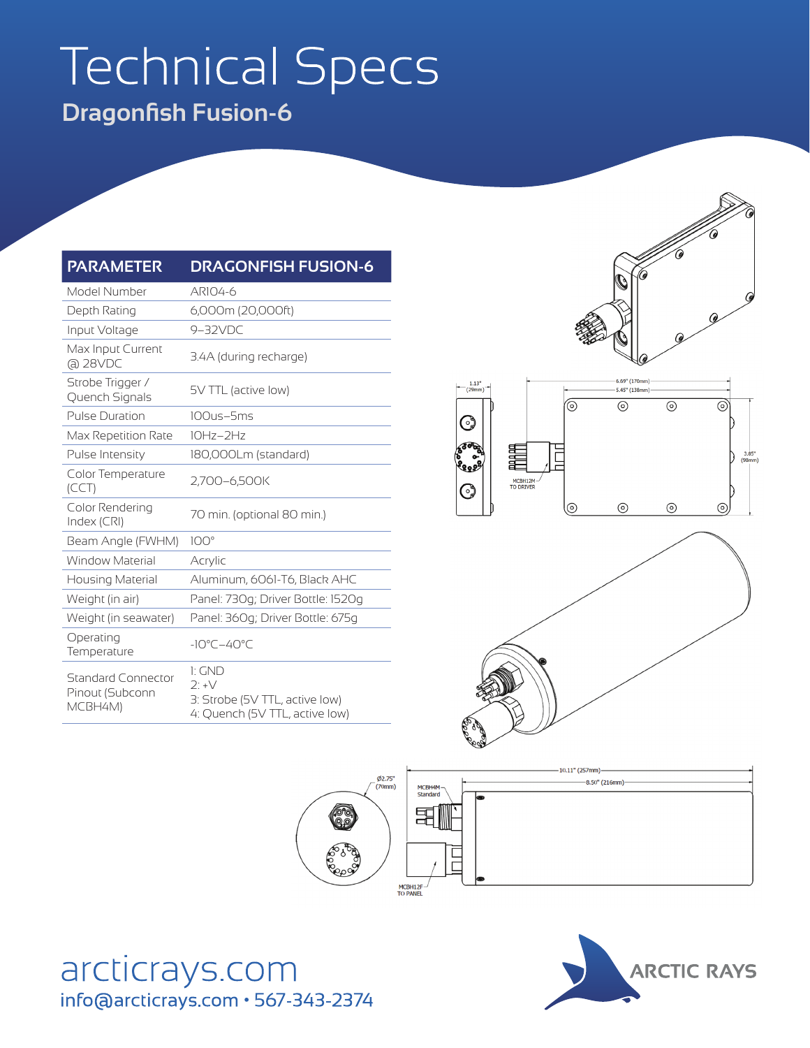# Technical Specs

## Dragonfish Fusion-6

| PARAMETER | DRAGONFISH FUSION-6 |
|---|---|
| Model Number | AR104-6 |
| Depth Rating | 6,000m (20,000ft) |
| Input Voltage | 9–32VDC |
| Max Input Current @ 28VDC | 3.4A (during recharge) |
| Strobe Trigger / Quench Signals | 5V TTL (active low) |
| Pulse Duration | 100us–5ms |
| Max Repetition Rate | 10Hz–2Hz |
| Pulse Intensity | 180,000Lm (standard) |
| Color Temperature (CCT) | 2,700–6,500K |
| Color Rendering Index (CRI) | 70 min. (optional 80 min.) |
| Beam Angle (FWHM) | 100° |
| Window Material | Acrylic |
| Housing Material | Aluminum, 6061-T6, Black AHC |
| Weight (in air) | Panel: 730g; Driver Bottle: 1520g |
| Weight (in seawater) | Panel: 360g; Driver Bottle: 675g |
| Operating Temperature | -10°C–40°C |
| Standard Connector Pinout (Subconn MCBH4M) | 1: GND<br>2: +V<br>3: Strobe (5V TTL, active low)<br>4: Quench (5V TTL, active low) |

1.13" (29mm)
6.69" (170mm)
5.45" (138mm)
3.85" (98mm)
MCBH12M TO DRIVER

Ø2.75" (70mm)
10.11" (257mm)
8.50" (216mm)
MCBH4M Standard
MCBH12F TO PANEL

arcticrays.com
info@arcticrays.com • 567-343-2374

ARCTIC RAYS